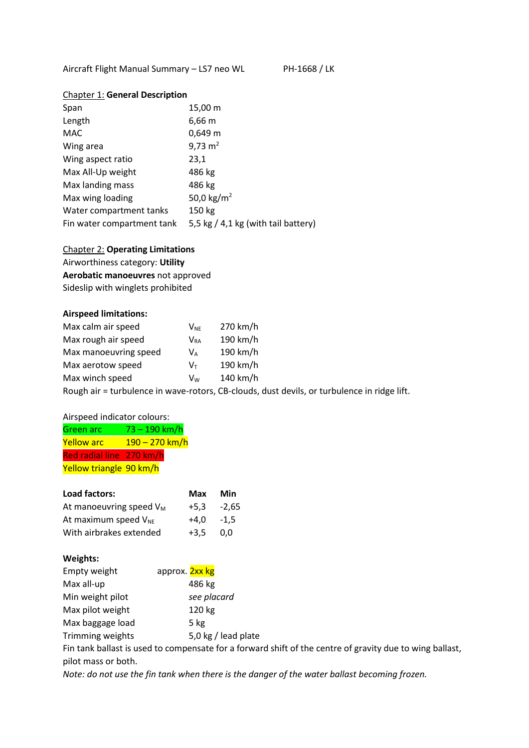Aircraft Flight Manual Summary – LS7 neo WL PH-1668 / LK

## Chapter 1: General Description

| | |
|---|---|
| Span | 15,00 m |
| Length | 6,66 m |
| MAC | 0,649 m |
| Wing area | 9,73 $m^2$ |
| Wing aspect ratio | 23,1 |
| Max All-Up weight | 486 kg |
| Max landing mass | 486 kg |
| Max wing loading | 50,0 $kg/m^2$ |
| Water compartment tanks | 150 kg |
| Fin water compartment tank | 5,5 kg / 4,1 kg (with tail battery) |

## Chapter 2: Operating Limitations

Airworthiness category: **Utility**

**Aerobatic manoeuvres** not approved

Sideslip with winglets prohibited

### Airspeed limitations:

| | | |
|---|---|---|
| Max calm air speed | $V_{NE}$ | 270 km/h |
| Max rough air speed | $V_{RA}$ | 190 km/h |
| Max manoeuvring speed | $V_A$ | 190 km/h |
| Max aerotow speed | $V_T$ | 190 km/h |
| Max winch speed | $V_W$ | 140 km/h |

Rough air = turbulence in wave-rotors, CB-clouds, dust devils, or turbulence in ridge lift.

Airspeed indicator colours:

| | |
|---|---|
| Green arc | 73 – 190 km/h |
| Yellow arc | 190 – 270 km/h |
| Red radial line | 270 km/h |
| Yellow triangle | 90 km/h |

### Load factors:

| Load factors: | Max | Min |
|---|---|---|
| At manoeuvring speed $V_M$ | +5,3 | -2,65 |
| At maximum speed $V_{NE}$ | +4,0 | -1,5 |
| With airbrakes extended | +3,5 | 0,0 |

### Weights:

| | |
|---|---|
| Empty weight | approx. 2xx kg |
| Max all-up | 486 kg |
| Min weight pilot | *see placard* |
| Max pilot weight | 120 kg |
| Max baggage load | 5 kg |
| Trimming weights | 5,0 kg / lead plate |

Fin tank ballast is used to compensate for a forward shift of the centre of gravity due to wing ballast, pilot mass or both.

*Note: do not use the fin tank when there is the danger of the water ballast becoming frozen.*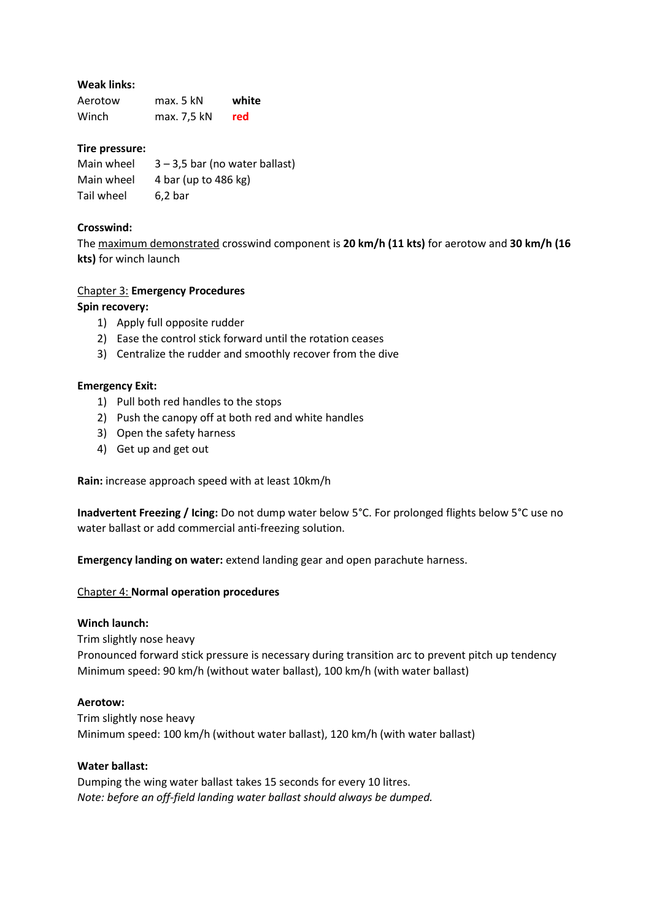**Weak links:**

| | | |
|---|---|---|
| Aerotow | max. 5 kN | **white** |
| Winch | max. 7,5 kN | **red** |

**Tire pressure:**

| | |
|---|---|
| Main wheel | 3 – 3,5 bar (no water ballast) |
| Main wheel | 4 bar (up to 486 kg) |
| Tail wheel | 6,2 bar |

**Crosswind:**

The maximum demonstrated crosswind component is **20 km/h (11 kts)** for aerotow and **30 km/h (16 kts)** for winch launch

## Chapter 3: **Emergency Procedures**

**Spin recovery:**

1) Apply full opposite rudder
2) Ease the control stick forward until the rotation ceases
3) Centralize the rudder and smoothly recover from the dive

**Emergency Exit:**

1) Pull both red handles to the stops
2) Push the canopy off at both red and white handles
3) Open the safety harness
4) Get up and get out

**Rain:** increase approach speed with at least 10km/h

**Inadvertent Freezing / Icing:** Do not dump water below 5°C. For prolonged flights below 5°C use no water ballast or add commercial anti-freezing solution.

**Emergency landing on water:** extend landing gear and open parachute harness.

## Chapter 4: **Normal operation procedures**

**Winch launch:**

Trim slightly nose heavy
Pronounced forward stick pressure is necessary during transition arc to prevent pitch up tendency
Minimum speed: 90 km/h (without water ballast), 100 km/h (with water ballast)

**Aerotow:**

Trim slightly nose heavy
Minimum speed: 100 km/h (without water ballast), 120 km/h (with water ballast)

**Water ballast:**

Dumping the wing water ballast takes 15 seconds for every 10 litres.
*Note: before an off-field landing water ballast should always be dumped.*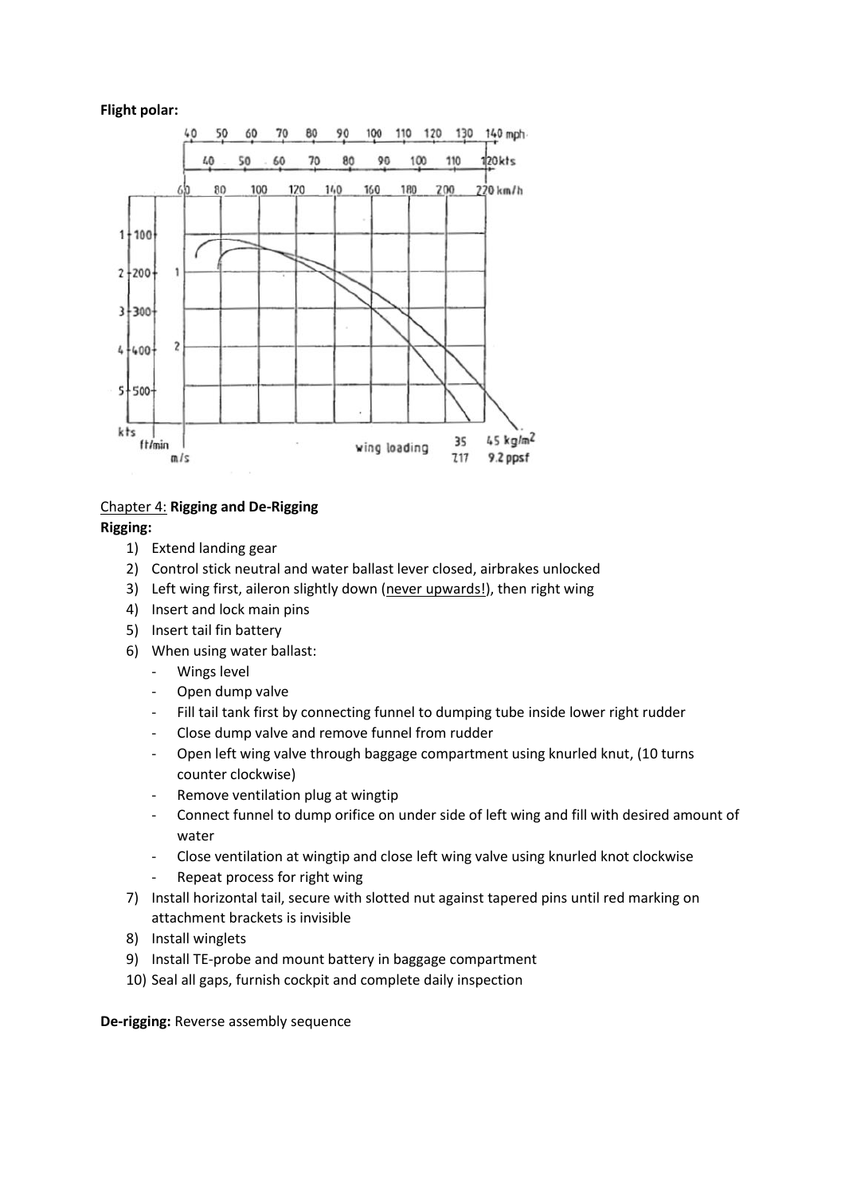**Flight polar:**

40 50 60 70 80 90 100 110 120 130 140 mph

40 50 60 70 80 90 100 110 120kts

60 80 100 120 140 160 180 200 220 km/h

1 100

2 200 1

3 300

4 400 2

5 500

kts

ft/min

m/s

wing loading 35 45 kg/m²

7.17 9.2 ppsf

Chapter 4: **Rigging and De-Rigging**

**Rigging:**

1) Extend landing gear
2) Control stick neutral and water ballast lever closed, airbrakes unlocked
3) Left wing first, aileron slightly down (never upwards!), then right wing
4) Insert and lock main pins
5) Insert tail fin battery
6) When using water ballast:
   - Wings level
   - Open dump valve
   - Fill tail tank first by connecting funnel to dumping tube inside lower right rudder
   - Close dump valve and remove funnel from rudder
   - Open left wing valve through baggage compartment using knurled knut, (10 turns counter clockwise)
   - Remove ventilation plug at wingtip
   - Connect funnel to dump orifice on under side of left wing and fill with desired amount of water
   - Close ventilation at wingtip and close left wing valve using knurled knot clockwise
   - Repeat process for right wing
7) Install horizontal tail, secure with slotted nut against tapered pins until red marking on attachment brackets is invisible
8) Install winglets
9) Install TE-probe and mount battery in baggage compartment
10) Seal all gaps, furnish cockpit and complete daily inspection

**De-rigging:** Reverse assembly sequence